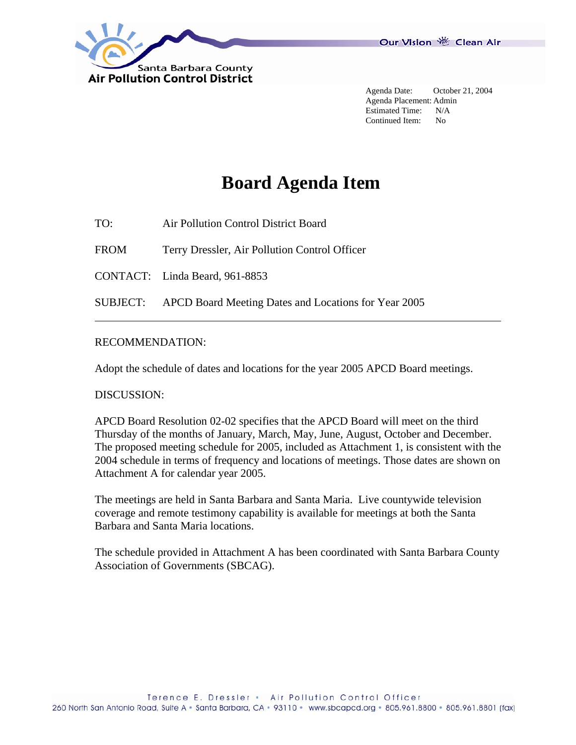Santa Barbara County
Air Pollution Control District

Our Vision Clean Air

Agenda Date: October 21, 2004
Agenda Placement: Admin
Estimated Time: N/A
Continued Item: No

# Board Agenda Item

TO: Air Pollution Control District Board

FROM Terry Dressler, Air Pollution Control Officer

CONTACT: Linda Beard, 961-8853

SUBJECT: APCD Board Meeting Dates and Locations for Year 2005

---

RECOMMENDATION:

Adopt the schedule of dates and locations for the year 2005 APCD Board meetings.

DISCUSSION:

APCD Board Resolution 02-02 specifies that the APCD Board will meet on the third Thursday of the months of January, March, May, June, August, October and December. The proposed meeting schedule for 2005, included as Attachment 1, is consistent with the 2004 schedule in terms of frequency and locations of meetings. Those dates are shown on Attachment A for calendar year 2005.

The meetings are held in Santa Barbara and Santa Maria. Live countywide television coverage and remote testimony capability is available for meetings at both the Santa Barbara and Santa Maria locations.

The schedule provided in Attachment A has been coordinated with Santa Barbara County Association of Governments (SBCAG).

Terence E. Dressler • Air Pollution Control Officer
260 North San Antonio Road, Suite A • Santa Barbara, CA • 93110 • www.sbcapcd.org • 805.961.8800 • 805.961.8801 (fax)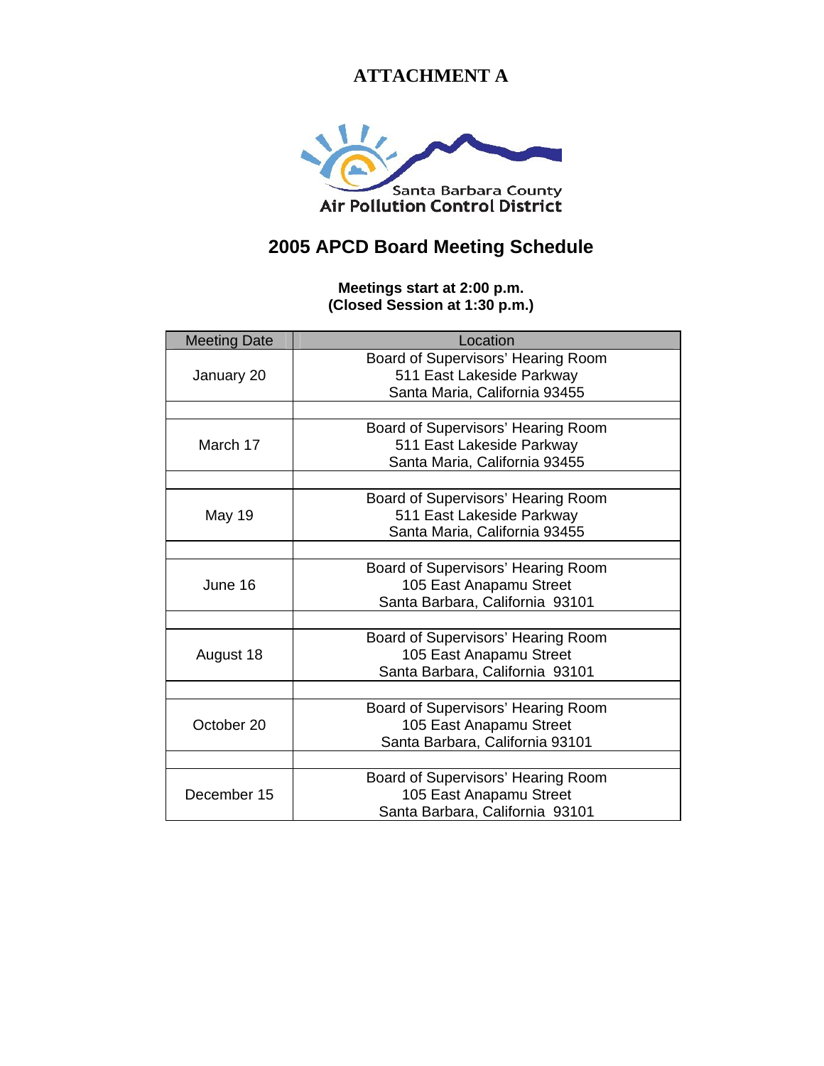# ATTACHMENT A

Santa Barbara County
Air Pollution Control District

## 2005 APCD Board Meeting Schedule

**Meetings start at 2:00 p.m.**
**(Closed Session at 1:30 p.m.)**

| Meeting Date | Location |
|---|---|
| January 20 | Board of Supervisors' Hearing Room<br>511 East Lakeside Parkway<br>Santa Maria, California 93455 |
| | |
| March 17 | Board of Supervisors' Hearing Room<br>511 East Lakeside Parkway<br>Santa Maria, California 93455 |
| | |
| May 19 | Board of Supervisors' Hearing Room<br>511 East Lakeside Parkway<br>Santa Maria, California 93455 |
| | |
| June 16 | Board of Supervisors' Hearing Room<br>105 East Anapamu Street<br>Santa Barbara, California 93101 |
| | |
| August 18 | Board of Supervisors' Hearing Room<br>105 East Anapamu Street<br>Santa Barbara, California 93101 |
| | |
| October 20 | Board of Supervisors' Hearing Room<br>105 East Anapamu Street<br>Santa Barbara, California 93101 |
| | |
| December 15 | Board of Supervisors' Hearing Room<br>105 East Anapamu Street<br>Santa Barbara, California 93101 |